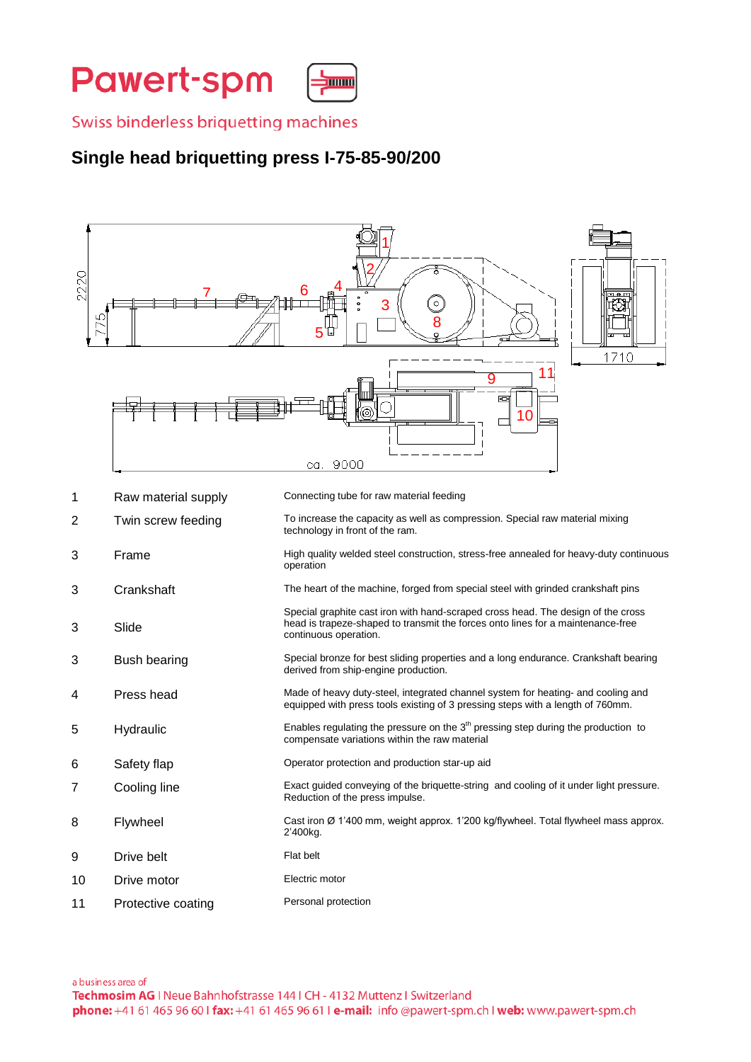# Pawert-spm

Swiss binderless briquetting machines

## Single head briquetting press I-75-85-90/200

| | | |
|---|---|---|
| 1 | Raw material supply | Connecting tube for raw material feeding |
| 2 | Twin screw feeding | To increase the capacity as well as compression. Special raw material mixing technology in front of the ram. |
| 3 | Frame | High quality welded steel construction, stress-free annealed for heavy-duty continuous operation |
| 3 | Crankshaft | The heart of the machine, forged from special steel with grinded crankshaft pins |
| 3 | Slide | Special graphite cast iron with hand-scraped cross head. The design of the cross head is trapeze-shaped to transmit the forces onto lines for a maintenance-free continuous operation. |
| 3 | Bush bearing | Special bronze for best sliding properties and a long endurance. Crankshaft bearing derived from ship-engine production. |
| 4 | Press head | Made of heavy duty-steel, integrated channel system for heating- and cooling and equipped with press tools existing of 3 pressing steps with a length of 760mm. |
| 5 | Hydraulic | Enables regulating the pressure on the 3rd pressing step during the production to compensate variations within the raw material |
| 6 | Safety flap | Operator protection and production star-up aid |
| 7 | Cooling line | Exact guided conveying of the briquette-string and cooling of it under light pressure. Reduction of the press impulse. |
| 8 | Flywheel | Cast iron Ø 1'400 mm, weight approx. 1'200 kg/flywheel. Total flywheel mass approx. 2'400kg. |
| 9 | Drive belt | Flat belt |
| 10 | Drive motor | Electric motor |
| 11 | Protective coating | Personal protection |

a business area of
**Techmosim AG** I Neue Bahnhofstrasse 144 I CH - 4132 Muttenz I Switzerland
**phone:** +41 61 465 96 60 I **fax:** +41 61 465 96 61 I **e-mail:** info @pawert-spm.ch I **web:** www.pawert-spm.ch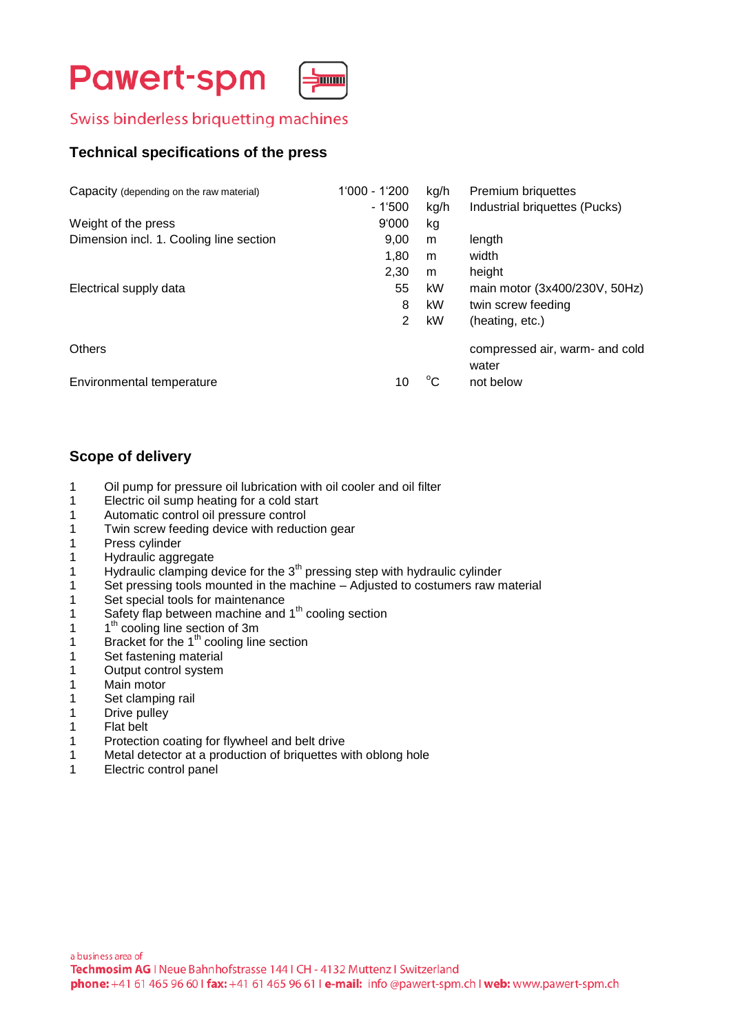# Pawert-spm

Swiss binderless briquetting machines

## Technical specifications of the press

| | | | |
|---|---|---|---|
| Capacity (depending on the raw material) | 1'000 - 1'200 | kg/h | Premium briquettes |
| | - 1'500 | kg/h | Industrial briquettes (Pucks) |
| Weight of the press | 9'000 | kg | |
| Dimension incl. 1. Cooling line section | 9,00 | m | length |
| | 1,80 | m | width |
| | 2,30 | m | height |
| Electrical supply data | 55 | kW | main motor (3x400/230V, 50Hz) |
| | 8 | kW | twin screw feeding |
| | 2 | kW | (heating, etc.) |
| Others | | | compressed air, warm- and cold water |
| Environmental temperature | 10 | °C | not below |

## Scope of delivery

1 Oil pump for pressure oil lubrication with oil cooler and oil filter
1 Electric oil sump heating for a cold start
1 Automatic control oil pressure control
1 Twin screw feeding device with reduction gear
1 Press cylinder
1 Hydraulic aggregate
1 Hydraulic clamping device for the 3rd pressing step with hydraulic cylinder
1 Set pressing tools mounted in the machine – Adjusted to costumers raw material
1 Set special tools for maintenance
1 Safety flap between machine and 1th cooling section
1 1th cooling line section of 3m
1 Bracket for the 1th cooling line section
1 Set fastening material
1 Output control system
1 Main motor
1 Set clamping rail
1 Drive pulley
1 Flat belt
1 Protection coating for flywheel and belt drive
1 Metal detector at a production of briquettes with oblong hole
1 Electric control panel

a business area of
**Techmosim AG** I Neue Bahnhofstrasse 144 I CH - 4132 Muttenz I Switzerland
**phone:** +41 61 465 96 60 I **fax:** +41 61 465 96 61 I **e-mail:** info @pawert-spm.ch I **web:** www.pawert-spm.ch